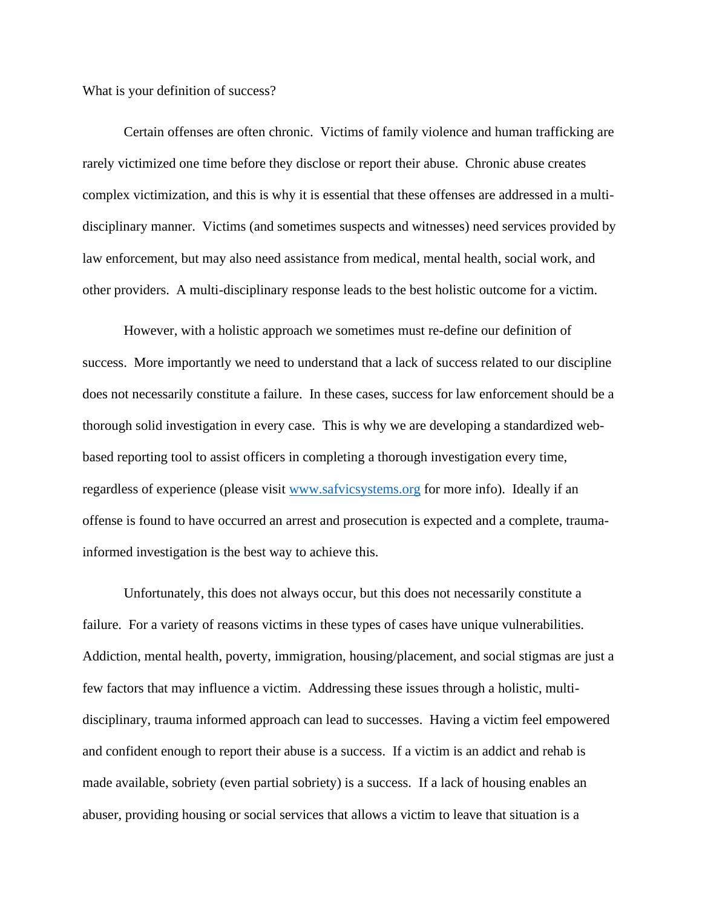What is your definition of success?

Certain offenses are often chronic. Victims of family violence and human trafficking are rarely victimized one time before they disclose or report their abuse. Chronic abuse creates complex victimization, and this is why it is essential that these offenses are addressed in a multi-disciplinary manner. Victims (and sometimes suspects and witnesses) need services provided by law enforcement, but may also need assistance from medical, mental health, social work, and other providers. A multi-disciplinary response leads to the best holistic outcome for a victim.

However, with a holistic approach we sometimes must re-define our definition of success. More importantly we need to understand that a lack of success related to our discipline does not necessarily constitute a failure. In these cases, success for law enforcement should be a thorough solid investigation in every case. This is why we are developing a standardized web-based reporting tool to assist officers in completing a thorough investigation every time, regardless of experience (please visit [www.safvicsystems.org](http://www.safvicsystems.org) for more info). Ideally if an offense is found to have occurred an arrest and prosecution is expected and a complete, trauma-informed investigation is the best way to achieve this.

Unfortunately, this does not always occur, but this does not necessarily constitute a failure. For a variety of reasons victims in these types of cases have unique vulnerabilities. Addiction, mental health, poverty, immigration, housing/placement, and social stigmas are just a few factors that may influence a victim. Addressing these issues through a holistic, multi-disciplinary, trauma informed approach can lead to successes. Having a victim feel empowered and confident enough to report their abuse is a success. If a victim is an addict and rehab is made available, sobriety (even partial sobriety) is a success. If a lack of housing enables an abuser, providing housing or social services that allows a victim to leave that situation is a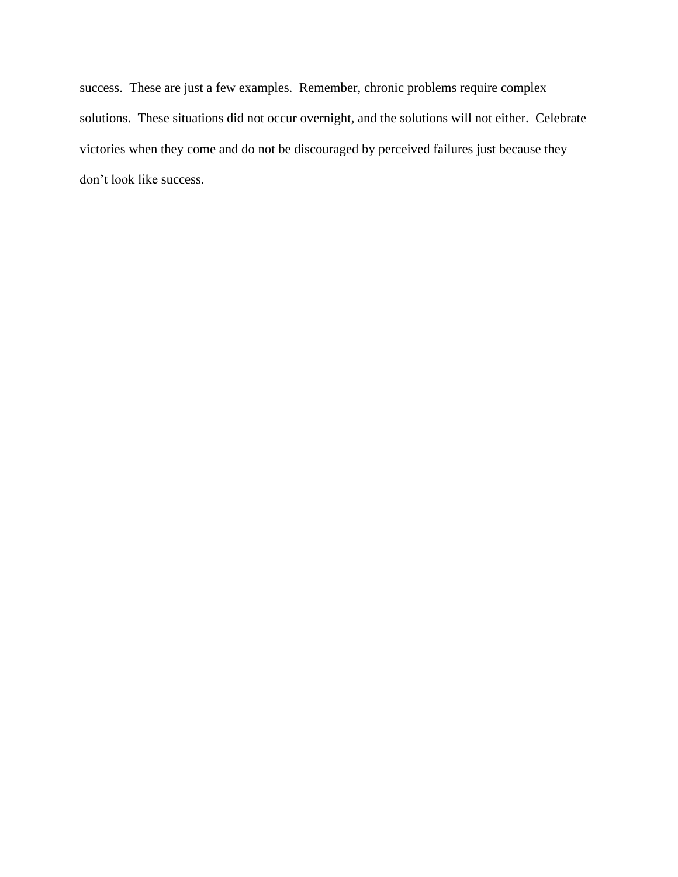success.  These are just a few examples.  Remember, chronic problems require complex solutions.  These situations did not occur overnight, and the solutions will not either.  Celebrate victories when they come and do not be discouraged by perceived failures just because they don't look like success.